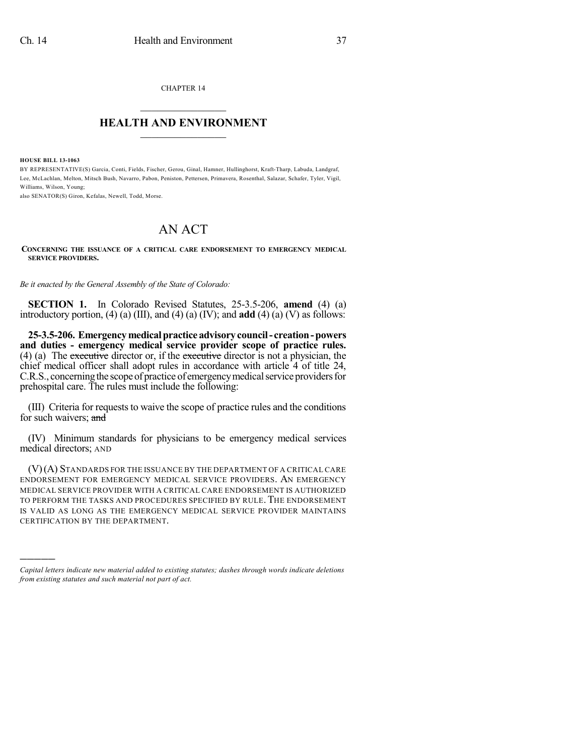CHAPTER 14

# HEALTH AND ENVIRONMENT

**HOUSE BILL 13-1063**

BY REPRESENTATIVE(S) Garcia, Conti, Fields, Fischer, Gerou, Ginal, Hamner, Hullinghorst, Kraft-Tharp, Labuda, Landgraf, Lee, McLachlan, Melton, Mitsch Bush, Navarro, Pabon, Peniston, Pettersen, Primavera, Rosenthal, Salazar, Schafer, Tyler, Vigil, Williams, Wilson, Young;
also SENATOR(S) Giron, Kefalas, Newell, Todd, Morse.

# AN ACT

**CONCERNING THE ISSUANCE OF A CRITICAL CARE ENDORSEMENT TO EMERGENCY MEDICAL SERVICE PROVIDERS.**

*Be it enacted by the General Assembly of the State of Colorado:*

**SECTION 1.** In Colorado Revised Statutes, 25-3.5-206, **amend** (4) (a) introductory portion, (4) (a) (III), and (4) (a) (IV); and **add** (4) (a) (V) as follows:

**25-3.5-206. Emergency medical practice advisory council - creation - powers and duties - emergency medical service provider scope of practice rules.** (4) (a) The ~~executive~~ director or, if the ~~executive~~ director is not a physician, the chief medical officer shall adopt rules in accordance with article 4 of title 24, C.R.S., concerning the scope of practice of emergency medical service providers for prehospital care. The rules must include the following:

(III) Criteria for requests to waive the scope of practice rules and the conditions for such waivers; ~~and~~

(IV) Minimum standards for physicians to be emergency medical services medical directors; AND

(V) (A) STANDARDS FOR THE ISSUANCE BY THE DEPARTMENT OF A CRITICAL CARE ENDORSEMENT FOR EMERGENCY MEDICAL SERVICE PROVIDERS. AN EMERGENCY MEDICAL SERVICE PROVIDER WITH A CRITICAL CARE ENDORSEMENT IS AUTHORIZED TO PERFORM THE TASKS AND PROCEDURES SPECIFIED BY RULE. THE ENDORSEMENT IS VALID AS LONG AS THE EMERGENCY MEDICAL SERVICE PROVIDER MAINTAINS CERTIFICATION BY THE DEPARTMENT.

---

*Capital letters indicate new material added to existing statutes; dashes through words indicate deletions from existing statutes and such material not part of act.*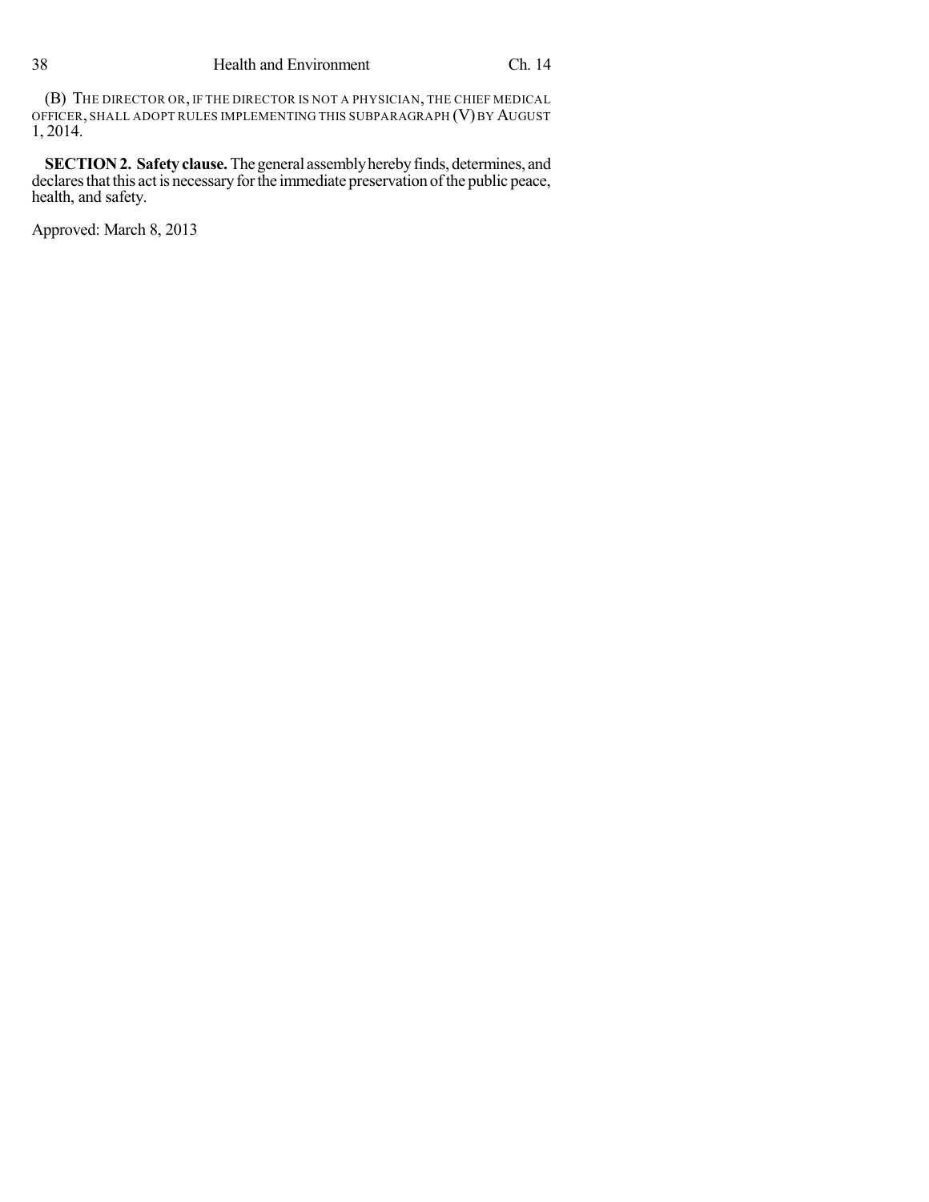(B) THE DIRECTOR OR, IF THE DIRECTOR IS NOT A PHYSICIAN, THE CHIEF MEDICAL OFFICER, SHALL ADOPT RULES IMPLEMENTING THIS SUBPARAGRAPH (V) BY AUGUST 1, 2014.

**SECTION 2. Safety clause.** The general assembly hereby finds, determines, and declares that this act is necessary for the immediate preservation of the public peace, health, and safety.

Approved: March 8, 2013